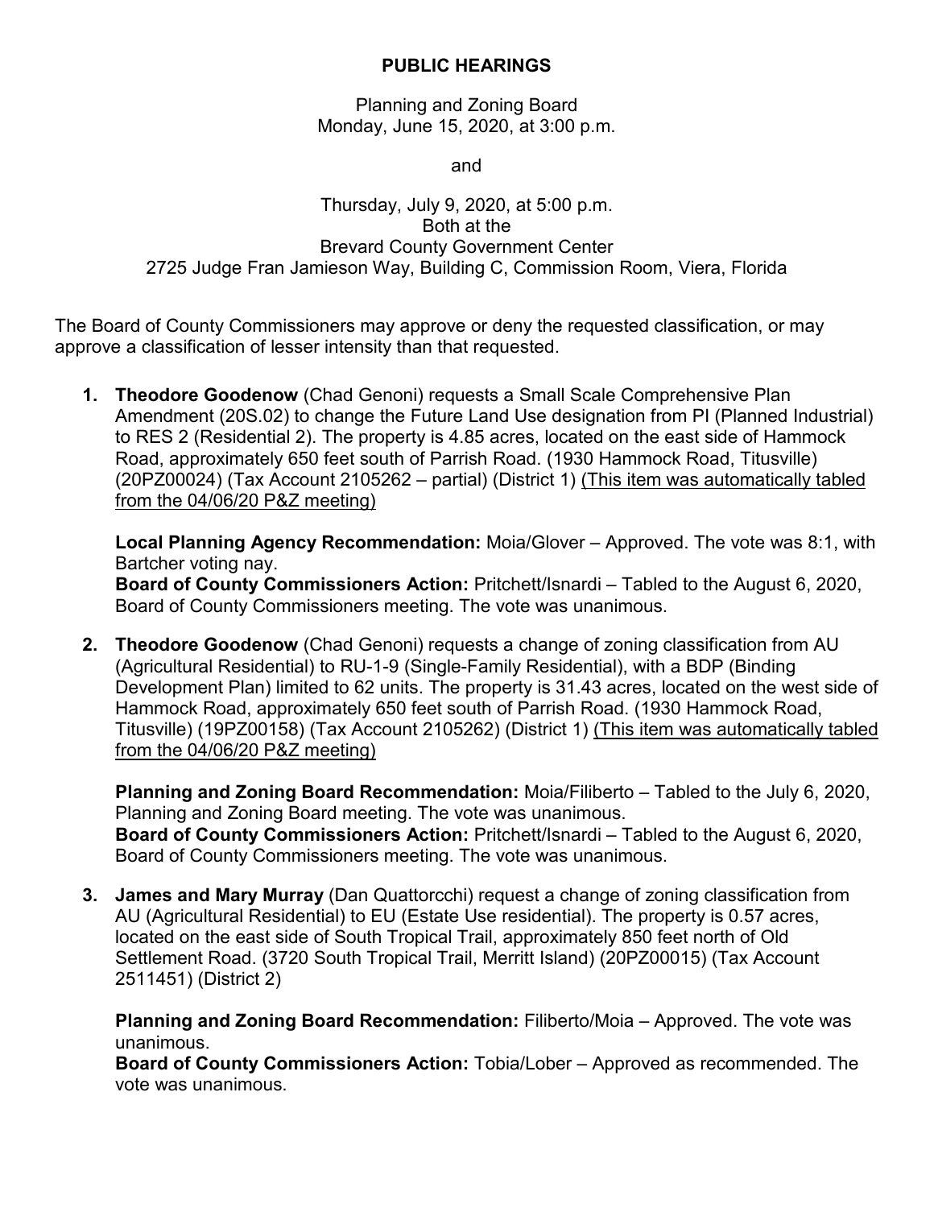# PUBLIC HEARINGS

Planning and Zoning Board
Monday, June 15, 2020, at 3:00 p.m.

and

Thursday, July 9, 2020, at 5:00 p.m.
Both at the
Brevard County Government Center
2725 Judge Fran Jamieson Way, Building C, Commission Room, Viera, Florida

The Board of County Commissioners may approve or deny the requested classification, or may approve a classification of lesser intensity than that requested.

1. **Theodore Goodenow** (Chad Genoni) requests a Small Scale Comprehensive Plan Amendment (20S.02) to change the Future Land Use designation from PI (Planned Industrial) to RES 2 (Residential 2). The property is 4.85 acres, located on the east side of Hammock Road, approximately 650 feet south of Parrish Road. (1930 Hammock Road, Titusville) (20PZ00024) (Tax Account 2105262 – partial) (District 1) <u>(This item was automatically tabled from the 04/06/20 P&Z meeting)</u>

   **Local Planning Agency Recommendation:** Moia/Glover – Approved. The vote was 8:1, with Bartcher voting nay.
   **Board of County Commissioners Action:** Pritchett/Isnardi – Tabled to the August 6, 2020, Board of County Commissioners meeting. The vote was unanimous.

2. **Theodore Goodenow** (Chad Genoni) requests a change of zoning classification from AU (Agricultural Residential) to RU-1-9 (Single-Family Residential), with a BDP (Binding Development Plan) limited to 62 units. The property is 31.43 acres, located on the west side of Hammock Road, approximately 650 feet south of Parrish Road. (1930 Hammock Road, Titusville) (19PZ00158) (Tax Account 2105262) (District 1) <u>(This item was automatically tabled from the 04/06/20 P&Z meeting)</u>

   **Planning and Zoning Board Recommendation:** Moia/Filiberto – Tabled to the July 6, 2020, Planning and Zoning Board meeting. The vote was unanimous.
   **Board of County Commissioners Action:** Pritchett/Isnardi – Tabled to the August 6, 2020, Board of County Commissioners meeting. The vote was unanimous.

3. **James and Mary Murray** (Dan Quattorcchi) request a change of zoning classification from AU (Agricultural Residential) to EU (Estate Use residential). The property is 0.57 acres, located on the east side of South Tropical Trail, approximately 850 feet north of Old Settlement Road. (3720 South Tropical Trail, Merritt Island) (20PZ00015) (Tax Account 2511451) (District 2)

   **Planning and Zoning Board Recommendation:** Filiberto/Moia – Approved. The vote was unanimous.
   **Board of County Commissioners Action:** Tobia/Lober – Approved as recommended. The vote was unanimous.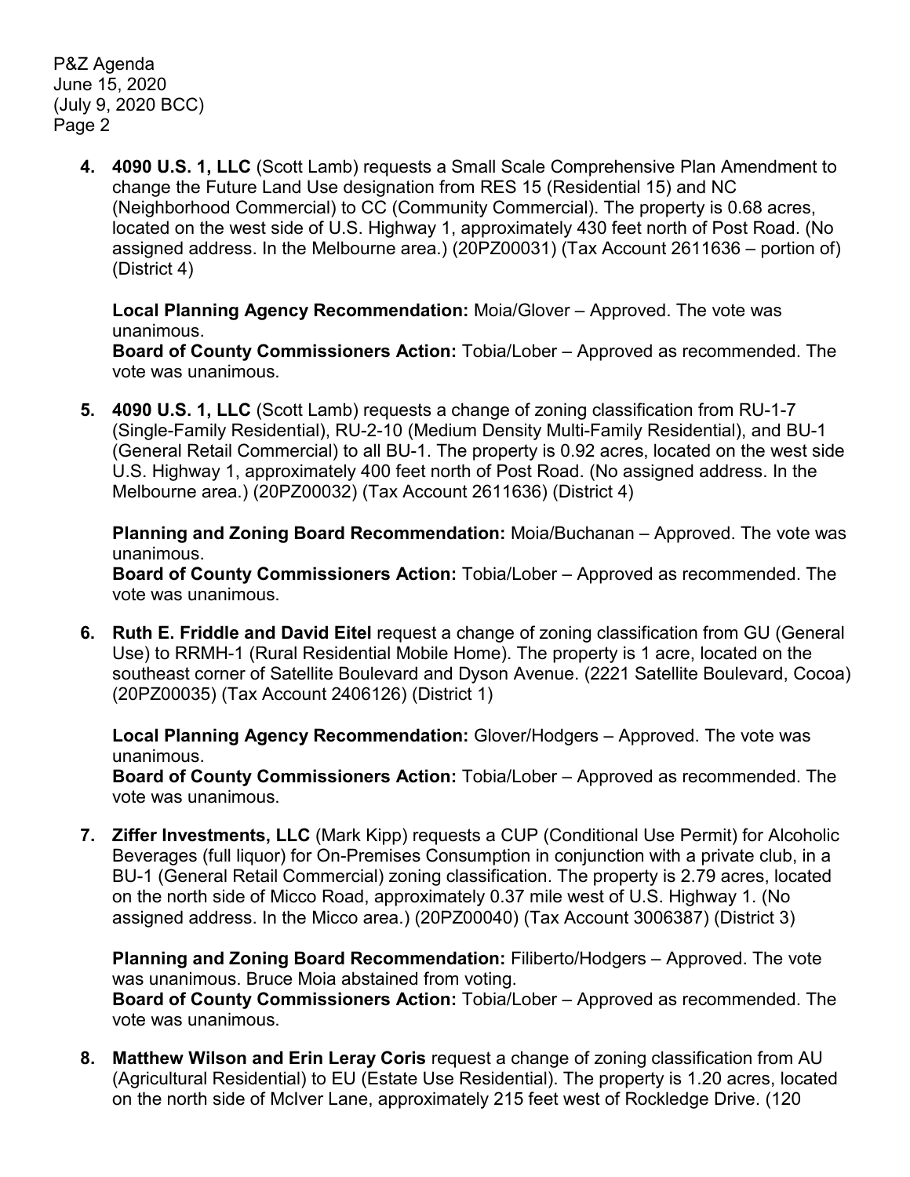4. **4090 U.S. 1, LLC** (Scott Lamb) requests a Small Scale Comprehensive Plan Amendment to change the Future Land Use designation from RES 15 (Residential 15) and NC (Neighborhood Commercial) to CC (Community Commercial). The property is 0.68 acres, located on the west side of U.S. Highway 1, approximately 430 feet north of Post Road. (No assigned address. In the Melbourne area.) (20PZ00031) (Tax Account 2611636 – portion of) (District 4)

   **Local Planning Agency Recommendation:** Moia/Glover – Approved. The vote was unanimous.
   **Board of County Commissioners Action:** Tobia/Lober – Approved as recommended. The vote was unanimous.

5. **4090 U.S. 1, LLC** (Scott Lamb) requests a change of zoning classification from RU-1-7 (Single-Family Residential), RU-2-10 (Medium Density Multi-Family Residential), and BU-1 (General Retail Commercial) to all BU-1. The property is 0.92 acres, located on the west side U.S. Highway 1, approximately 400 feet north of Post Road. (No assigned address. In the Melbourne area.) (20PZ00032) (Tax Account 2611636) (District 4)

   **Planning and Zoning Board Recommendation:** Moia/Buchanan – Approved. The vote was unanimous.
   **Board of County Commissioners Action:** Tobia/Lober – Approved as recommended. The vote was unanimous.

6. **Ruth E. Friddle and David Eitel** request a change of zoning classification from GU (General Use) to RRMH-1 (Rural Residential Mobile Home). The property is 1 acre, located on the southeast corner of Satellite Boulevard and Dyson Avenue. (2221 Satellite Boulevard, Cocoa) (20PZ00035) (Tax Account 2406126) (District 1)

   **Local Planning Agency Recommendation:** Glover/Hodgers – Approved. The vote was unanimous.
   **Board of County Commissioners Action:** Tobia/Lober – Approved as recommended. The vote was unanimous.

7. **Ziffer Investments, LLC** (Mark Kipp) requests a CUP (Conditional Use Permit) for Alcoholic Beverages (full liquor) for On-Premises Consumption in conjunction with a private club, in a BU-1 (General Retail Commercial) zoning classification. The property is 2.79 acres, located on the north side of Micco Road, approximately 0.37 mile west of U.S. Highway 1. (No assigned address. In the Micco area.) (20PZ00040) (Tax Account 3006387) (District 3)

   **Planning and Zoning Board Recommendation:** Filiberto/Hodgers – Approved. The vote was unanimous. Bruce Moia abstained from voting.
   **Board of County Commissioners Action:** Tobia/Lober – Approved as recommended. The vote was unanimous.

8. **Matthew Wilson and Erin Leray Coris** request a change of zoning classification from AU (Agricultural Residential) to EU (Estate Use Residential). The property is 1.20 acres, located on the north side of McIver Lane, approximately 215 feet west of Rockledge Drive. (120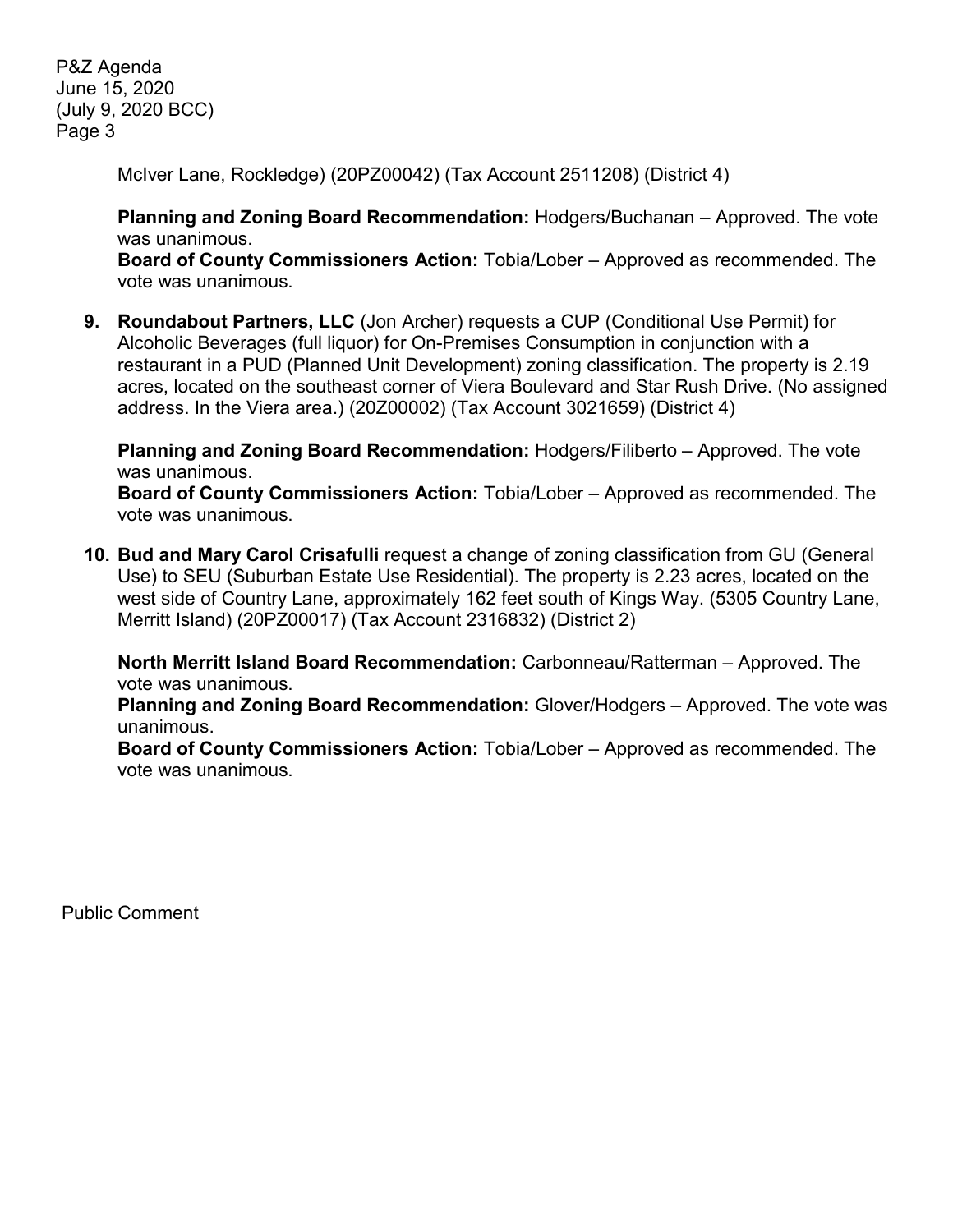McIver Lane, Rockledge) (20PZ00042) (Tax Account 2511208) (District 4)

**Planning and Zoning Board Recommendation:** Hodgers/Buchanan – Approved. The vote was unanimous.
**Board of County Commissioners Action:** Tobia/Lober – Approved as recommended. The vote was unanimous.

9. **Roundabout Partners, LLC** (Jon Archer) requests a CUP (Conditional Use Permit) for Alcoholic Beverages (full liquor) for On-Premises Consumption in conjunction with a restaurant in a PUD (Planned Unit Development) zoning classification. The property is 2.19 acres, located on the southeast corner of Viera Boulevard and Star Rush Drive. (No assigned address. In the Viera area.) (20Z00002) (Tax Account 3021659) (District 4)

   **Planning and Zoning Board Recommendation:** Hodgers/Filiberto – Approved. The vote was unanimous.
   **Board of County Commissioners Action:** Tobia/Lober – Approved as recommended. The vote was unanimous.

10. **Bud and Mary Carol Crisafulli** request a change of zoning classification from GU (General Use) to SEU (Suburban Estate Use Residential). The property is 2.23 acres, located on the west side of Country Lane, approximately 162 feet south of Kings Way. (5305 Country Lane, Merritt Island) (20PZ00017) (Tax Account 2316832) (District 2)

    **North Merritt Island Board Recommendation:** Carbonneau/Ratterman – Approved. The vote was unanimous.
    **Planning and Zoning Board Recommendation:** Glover/Hodgers – Approved. The vote was unanimous.
    **Board of County Commissioners Action:** Tobia/Lober – Approved as recommended. The vote was unanimous.

Public Comment